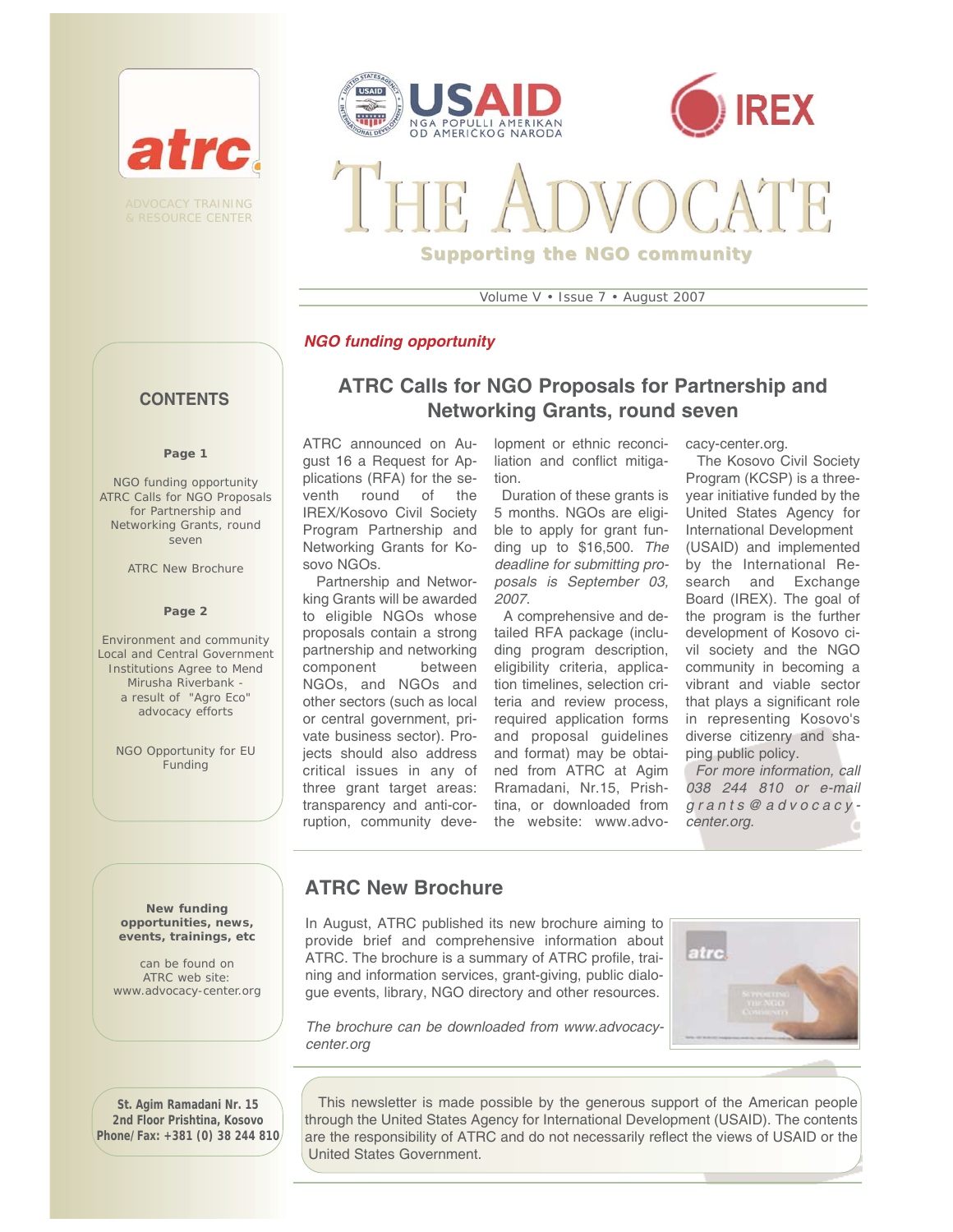atrc

ADVOCACY TRAINING & RESOURCE CENTER

USAID
NGA POPULLI AMERIKAN
OD AMERIČKOG NARODA

IREX

# THE ADVOCATE

**Supporting the NGO community**

Volume V • Issue 7 • August 2007

## CONTENTS

**Page 1**

NGO funding opportunity
ATRC Calls for NGO Proposals for Partnership and Networking Grants, round seven

ATRC New Brochure

**Page 2**

Environment and community
Local and Central Government Institutions Agree to Mend Mirusha Riverbank - a result of "Agro Eco" advocacy efforts

NGO Opportunity for EU Funding

***NGO funding opportunity***

## ATRC Calls for NGO Proposals for Partnership and Networking Grants, round seven

ATRC announced on August 16 a Request for Applications (RFA) for the seventh round of the IREX/Kosovo Civil Society Program Partnership and Networking Grants for Kosovo NGOs.

Partnership and Networking Grants will be awarded to eligible NGOs whose proposals contain a strong partnership and networking component between NGOs, and NGOs and other sectors (such as local or central government, private business sector). Projects should also address critical issues in any of three grant target areas: transparency and anti-corruption, community development or ethnic reconciliation and conflict mitigation.

Duration of these grants is 5 months. NGOs are eligible to apply for grant funding up to $16,500. *The deadline for submitting proposals is September 03, 2007.*

A comprehensive and detailed RFA package (including program description, eligibility criteria, application timelines, selection criteria and review process, required application forms and proposal guidelines and format) may be obtained from ATRC at Agim Rramadani, Nr.15, Prishtina, or downloaded from the website: www.advocacy-center.org.

The Kosovo Civil Society Program (KCSP) is a three-year initiative funded by the United States Agency for International Development (USAID) and implemented by the International Research and Exchange Board (IREX). The goal of the program is the further development of Kosovo civil society and the NGO community in becoming a vibrant and viable sector that plays a significant role in representing Kosovo's diverse citizenry and shaping public policy.

*For more information, call 038 244 810 or e-mail grants@advocacy-center.org.*

## ATRC New Brochure

In August, ATRC published its new brochure aiming to provide brief and comprehensive information about ATRC. The brochure is a summary of ATRC profile, training and information services, grant-giving, public dialogue events, library, NGO directory and other resources.

*The brochure can be downloaded from www.advocacy-center.org*

**New funding opportunities, news, events, trainings, etc**

can be found on ATRC web site: www.advocacy-center.org

**St. Agim Ramadani Nr. 15**
**2nd Floor Prishtina, Kosovo**
**Phone/Fax: +381 (0) 38 244 810**

This newsletter is made possible by the generous support of the American people through the United States Agency for International Development (USAID). The contents are the responsibility of ATRC and do not necessarily reflect the views of USAID or the United States Government.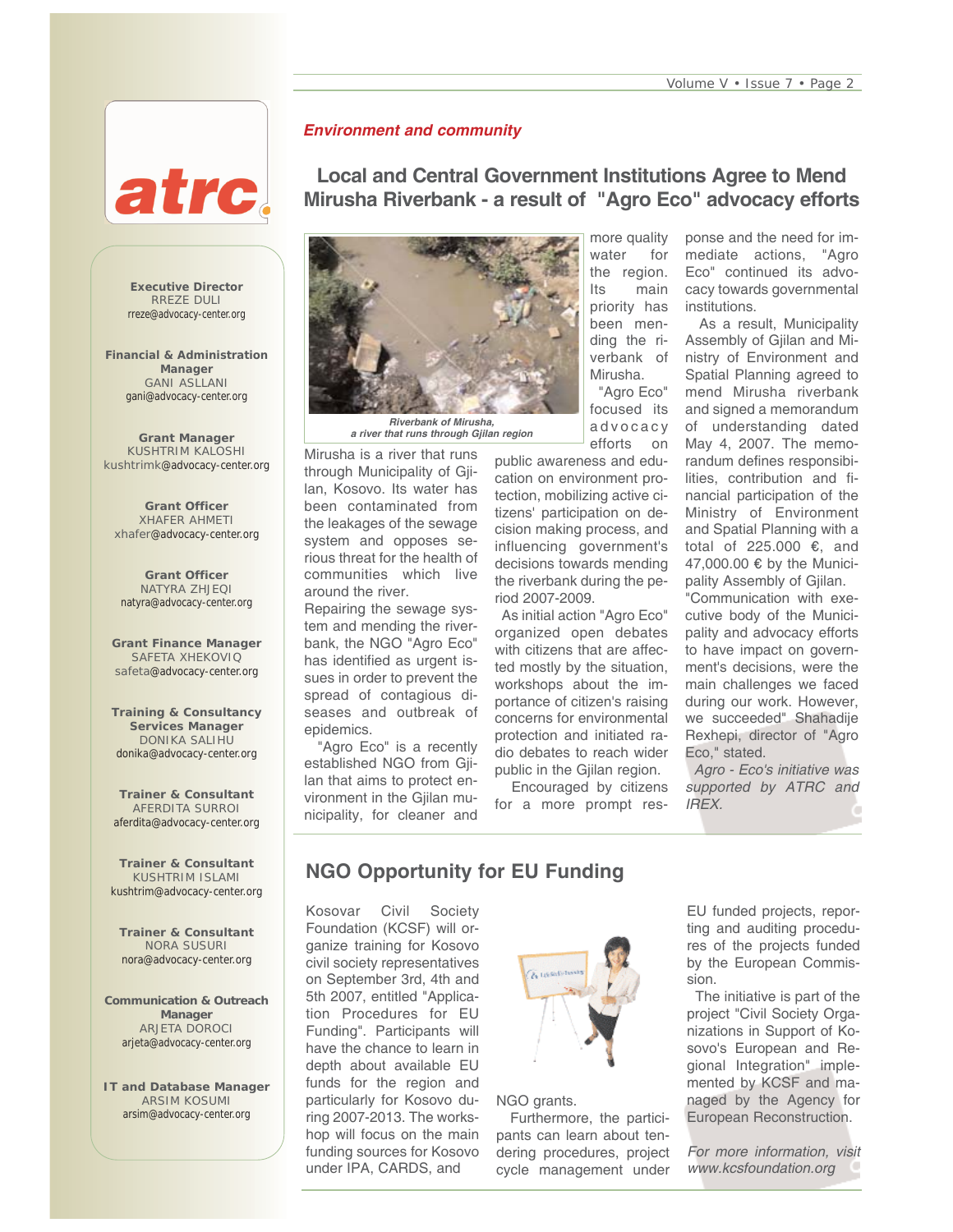**Executive Director**
RREZE DULI
rreze@advocacy-center.org

**Financial & Administration Manager**
GANI ASLLANI
gani@advocacy-center.org

**Grant Manager**
KUSHTRIM KALOSHI
kushtrimk@advocacy-center.org

**Grant Officer**
XHAFER AHMETI
xhafer@advocacy-center.org

**Grant Officer**
NATYRA ZHJEQI
natyra@advocacy-center.org

**Grant Finance Manager**
SAFETA XHEKOVIQ
safeta@advocacy-center.org

**Training & Consultancy Services Manager**
DONIKA SALIHU
donika@advocacy-center.org

**Trainer & Consultant**
AFERDITA SURROI
aferdita@advocacy-center.org

**Trainer & Consultant**
KUSHTRIM ISLAMI
kushtrim@advocacy-center.org

**Trainer & Consultant**
NORA SUSURI
nora@advocacy-center.org

**Communication & Outreach Manager**
ARJETA DOROCI
arjeta@advocacy-center.org

**IT and Database Manager**
ARSIM KOSUMI
arsim@advocacy-center.org

***Environment and community***

## Local and Central Government Institutions Agree to Mend Mirusha Riverbank - a result of "Agro Eco" advocacy efforts

***Riverbank of Mirusha, a river that runs through Gjilan region***

Mirusha is a river that runs through Municipality of Gjilan, Kosovo. Its water has been contaminated from the leakages of the sewage system and opposes serious threat for the health of communities which live around the river.

Repairing the sewage system and mending the riverbank, the NGO "Agro Eco" has identified as urgent issues in order to prevent the spread of contagious diseases and outbreak of epidemics.

"Agro Eco" is a recently established NGO from Gjilan that aims to protect environment in the Gjilan municipality, for cleaner and more quality water for the region. Its main priority has been mending the riverbank of Mirusha.

"Agro Eco" focused its advocacy efforts on public awareness and education on environment protection, mobilizing active citizens' participation on decision making process, and influencing government's decisions towards mending the riverbank during the period 2007-2009.

As initial action "Agro Eco" organized open debates with citizens that are affected mostly by the situation, workshops about the importance of citizen's raising concerns for environmental protection and initiated radio debates to reach wider public in the Gjilan region.

Encouraged by citizens for a more prompt response and the need for immediate actions, "Agro Eco" continued its advocacy towards governmental institutions.

As a result, Municipality Assembly of Gjilan and Ministry of Environment and Spatial Planning agreed to mend Mirusha riverbank and signed a memorandum of understanding dated May 4, 2007. The memorandum defines responsibilities, contribution and financial participation of the Ministry of Environment and Spatial Planning with a total of 225.000 €, and 47,000.00 € by the Municipality Assembly of Gjilan.

"Communication with executive body of the Municipality and advocacy efforts to have impact on government's decisions, were the main challenges we faced during our work. However, we succeeded" Shahadije Rexhepi, director of "Agro Eco," stated.

*Agro - Eco's initiative was supported by ATRC and IREX.*

## NGO Opportunity for EU Funding

Kosovar Civil Society Foundation (KCSF) will organize training for Kosovo civil society representatives on September 3rd, 4th and 5th 2007, entitled "Application Procedures for EU Funding". Participants will have the chance to learn in depth about available EU funds for the region and particularly for Kosovo during 2007-2013. The workshop will focus on the main funding sources for Kosovo under IPA, CARDS, and NGO grants.

Furthermore, the participants can learn about tendering procedures, project cycle management under EU funded projects, reporting and auditing procedures of the projects funded by the European Commission.

The initiative is part of the project "Civil Society Organizations in Support of Kosovo's European and Regional Integration" implemented by KCSF and managed by the Agency for European Reconstruction.

*For more information, visit www.kcsfoundation.org*